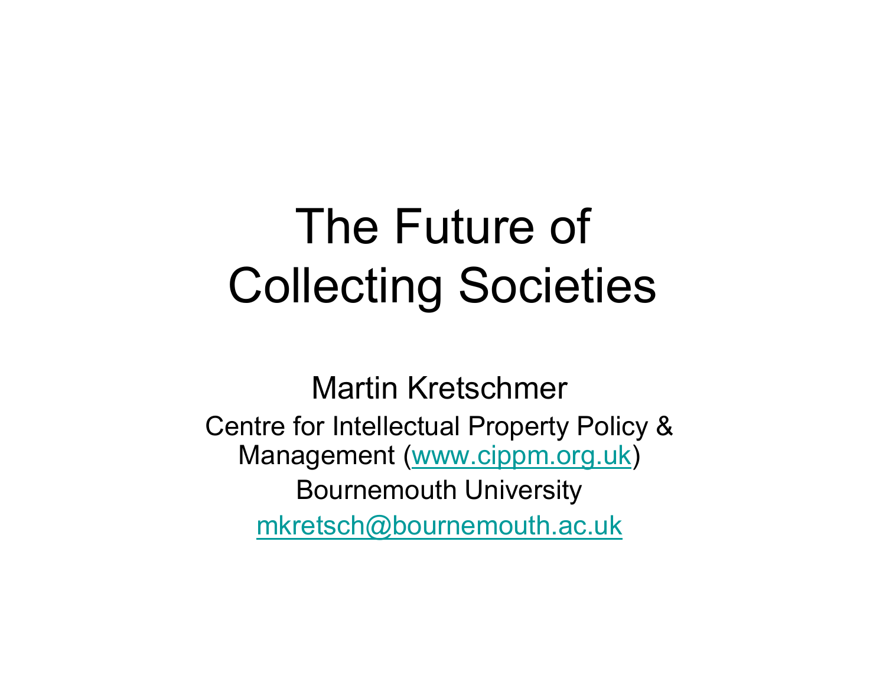# The Future of Collecting Societies

Martin Kretschmer

Centre for Intellectual Property Policy & Management (www.cippm.org.uk)

Bournemouth University

mkretsch@bournemouth.ac.uk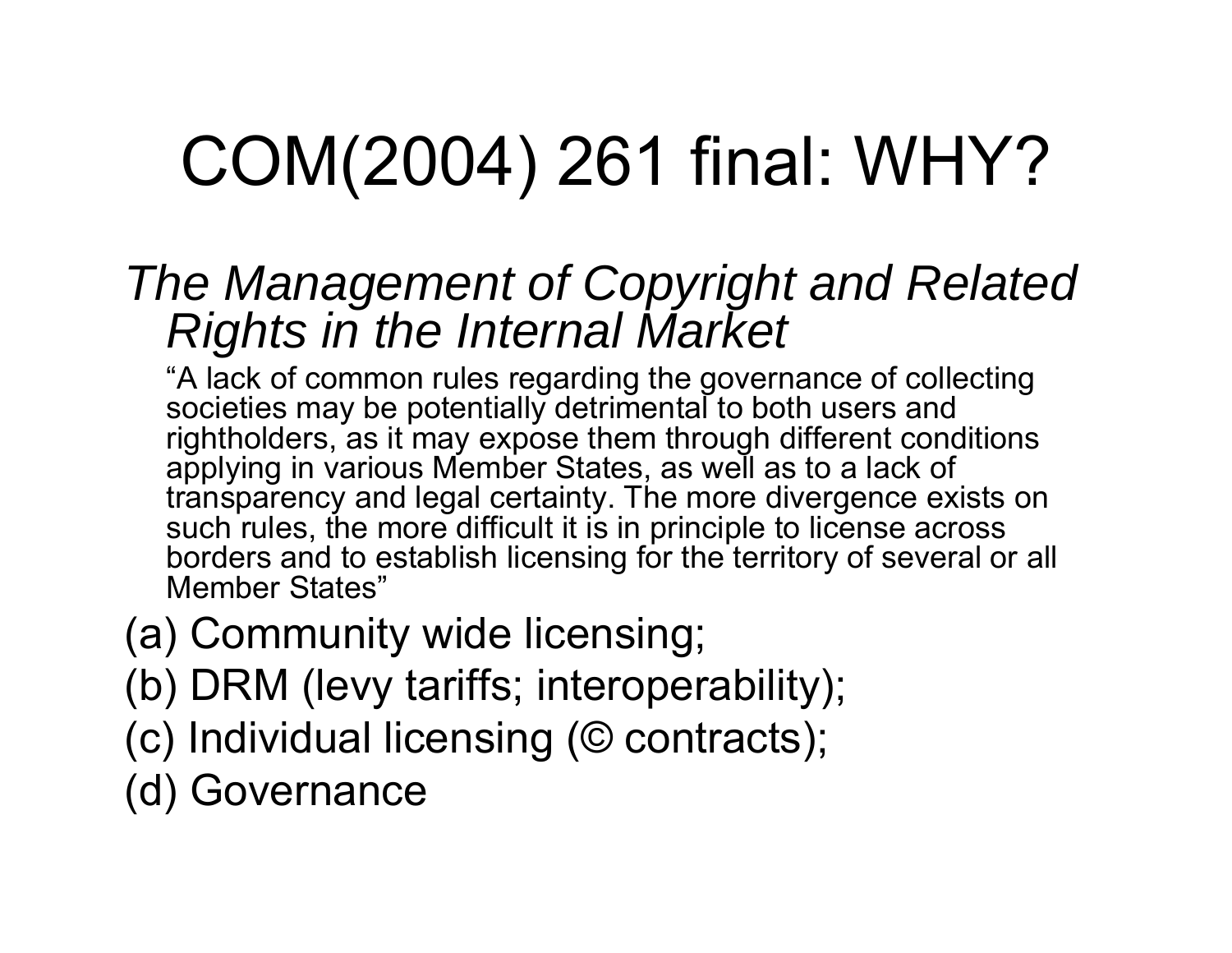# COM(2004) 261 final: WHY?

*The Management of Copyright and Related Rights in the Internal Market*

"A lack of common rules regarding the governance of collecting societies may be potentially detrimental to both users and rightholders, as it may expose them through different conditions applying in various Member States, as well as to a lack of transparency and legal certainty. The more divergence exists on such rules, the more difficult it is in principle to license across borders and to establish licensing for the territory of several or all Member States"

(a) Community wide licensing;

(b) DRM (levy tariffs; interoperability);

(c) Individual licensing (© contracts);

(d) Governance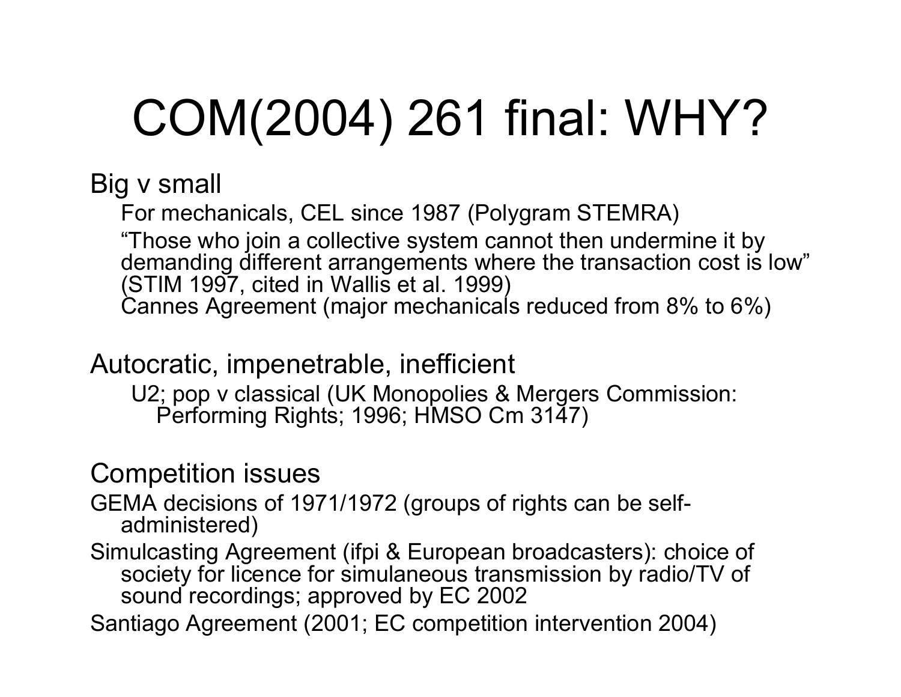# COM(2004) 261 final: WHY?

## Big v small

- For mechanicals, CEL since 1987 (Polygram STEMRA)
- "Those who join a collective system cannot then undermine it by demanding different arrangements where the transaction cost is low" (STIM 1997, cited in Wallis et al. 1999)
- Cannes Agreement (major mechanicals reduced from 8% to 6%)

## Autocratic, impenetrable, inefficient

- U2; pop v classical (UK Monopolies & Mergers Commission: Performing Rights; 1996; HMSO Cm 3147)

## Competition issues

- GEMA decisions of 1971/1972 (groups of rights can be self-administered)
- Simulcasting Agreement (ifpi & European broadcasters): choice of society for licence for simulaneous transmission by radio/TV of sound recordings; approved by EC 2002
- Santiago Agreement (2001; EC competition intervention 2004)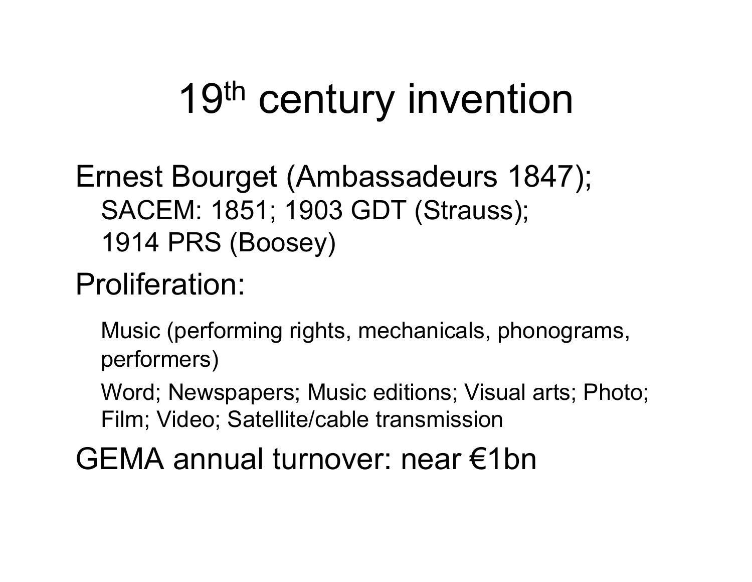# 19th century invention

Ernest Bourget (Ambassadeurs 1847);

- SACEM: 1851; 1903 GDT (Strauss);
- 1914 PRS (Boosey)

Proliferation:

- Music (performing rights, mechanicals, phonograms, performers)
- Word; Newspapers; Music editions; Visual arts; Photo; Film; Video; Satellite/cable transmission

GEMA annual turnover: near €1bn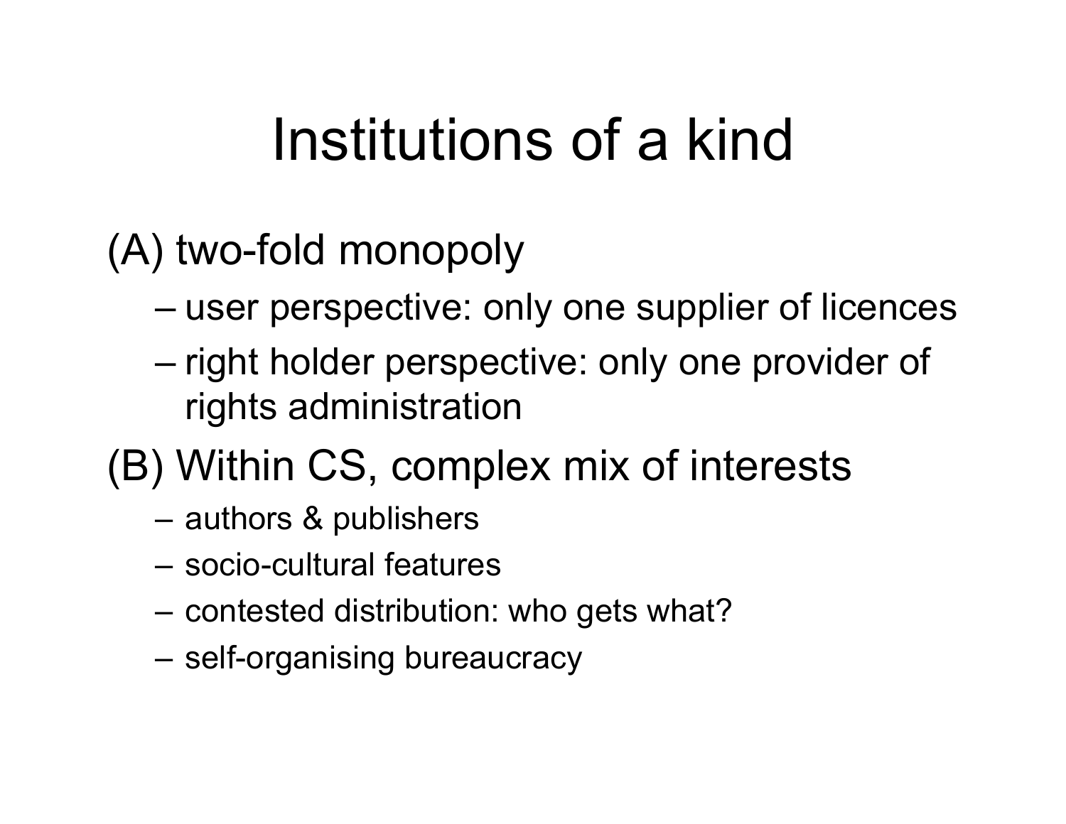# Institutions of a kind

(A) two-fold monopoly

- user perspective: only one supplier of licences
- right holder perspective: only one provider of rights administration

(B) Within CS, complex mix of interests

- authors & publishers
- socio-cultural features
- contested distribution: who gets what?
- self-organising bureaucracy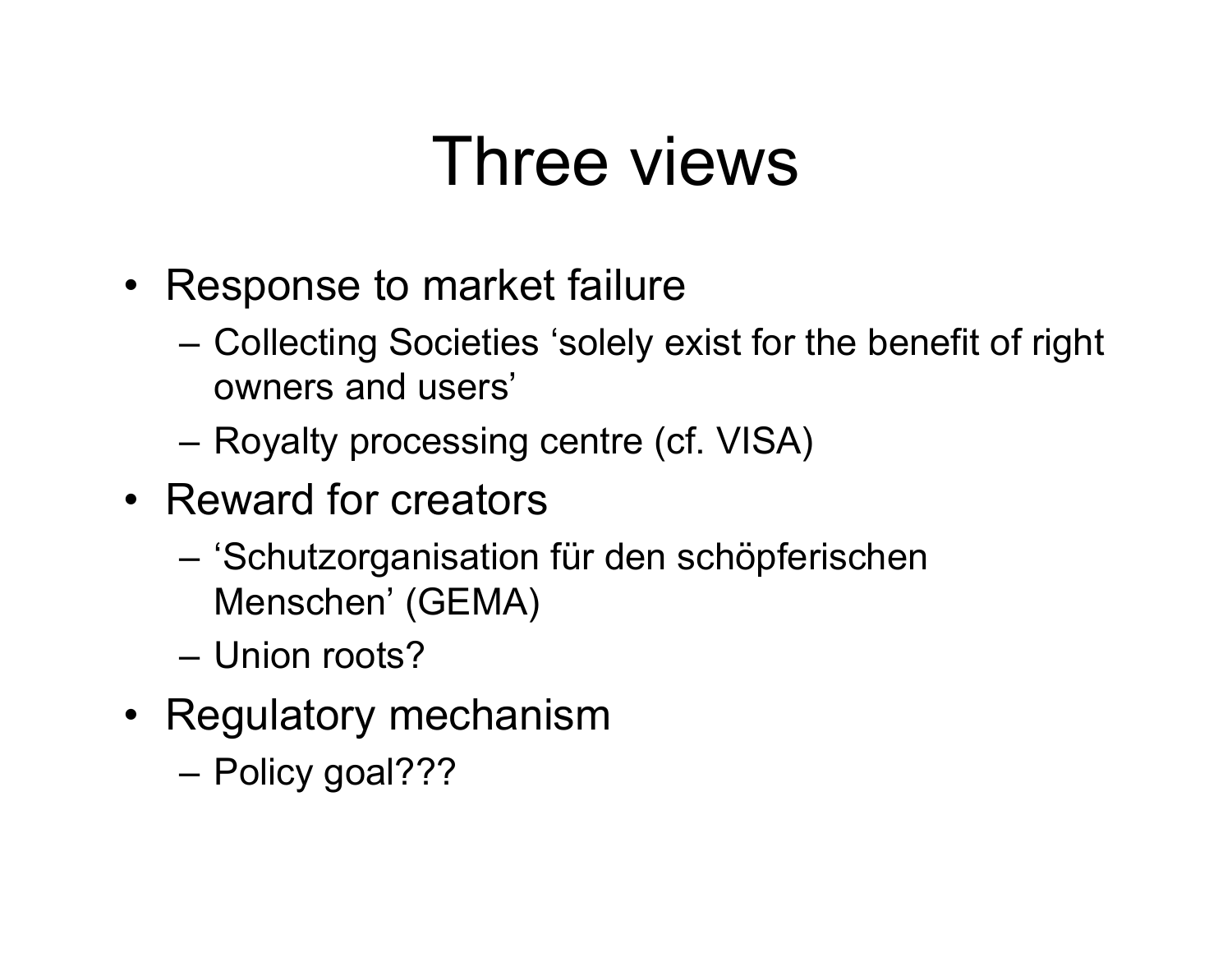# Three views

- Response to market failure
  - Collecting Societies 'solely exist for the benefit of right owners and users'
  - Royalty processing centre (cf. VISA)
- Reward for creators
  - 'Schutzorganisation für den schöpferischen Menschen' (GEMA)
  - Union roots?
- Regulatory mechanism
  - Policy goal???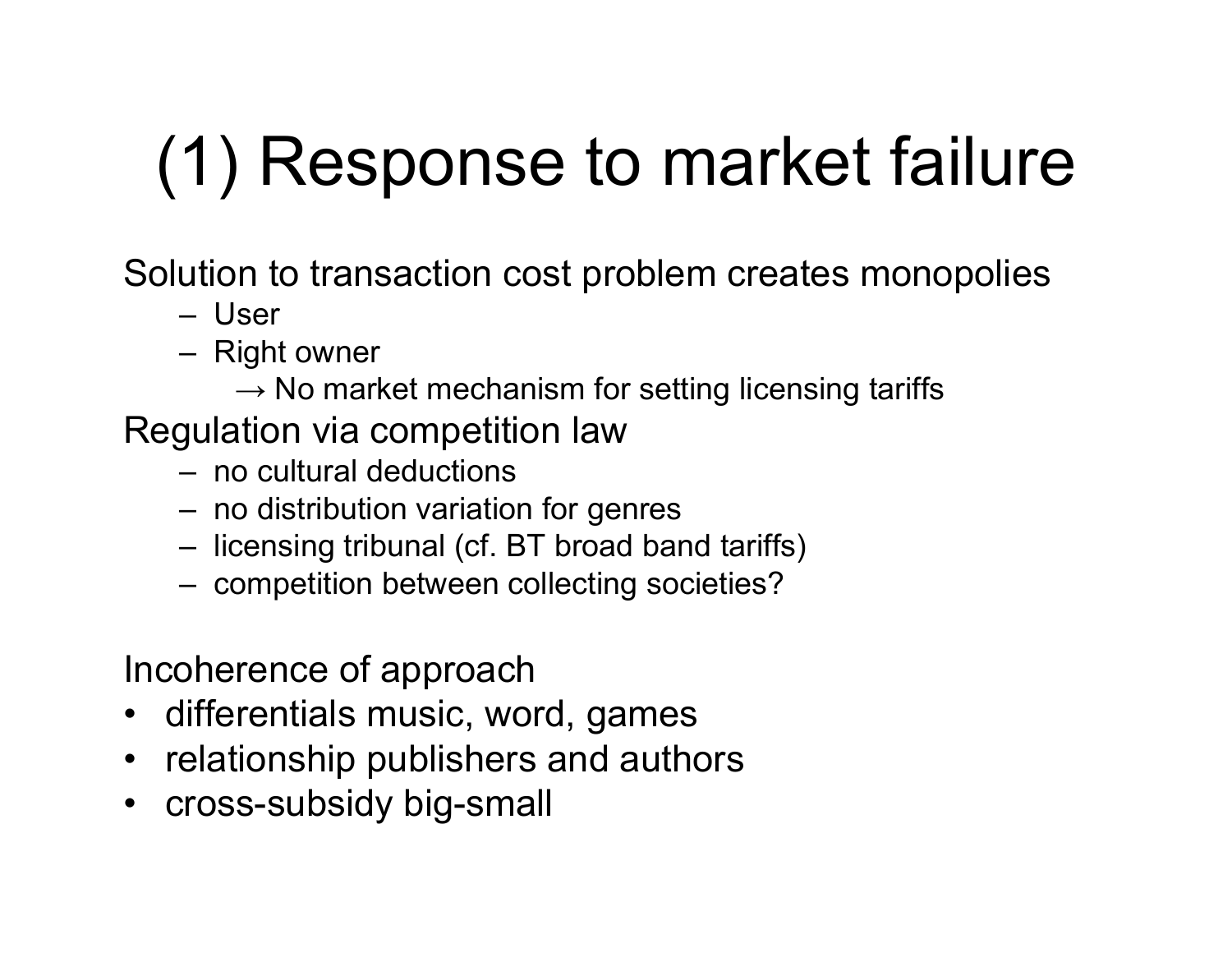# (1) Response to market failure

Solution to transaction cost problem creates monopolies

- User
- Right owner
  - → No market mechanism for setting licensing tariffs

Regulation via competition law

- no cultural deductions
- no distribution variation for genres
- licensing tribunal (cf. BT broad band tariffs)
- competition between collecting societies?

Incoherence of approach

- differentials music, word, games
- relationship publishers and authors
- cross-subsidy big-small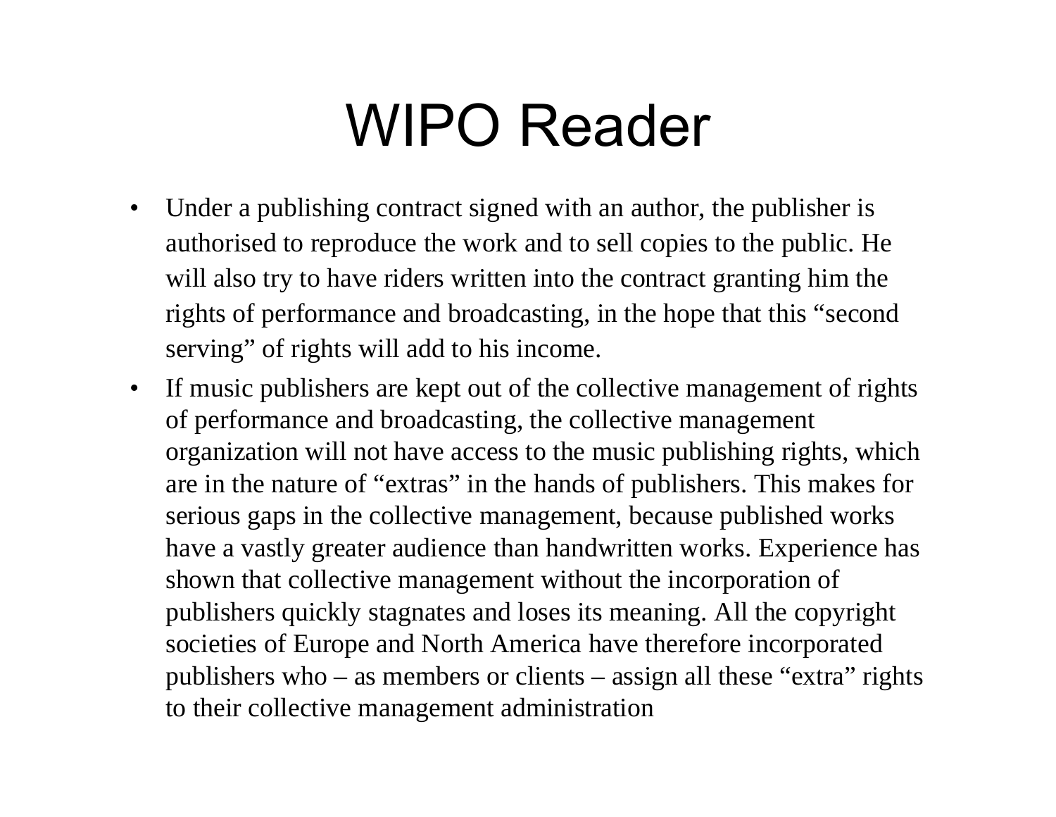# WIPO Reader

- Under a publishing contract signed with an author, the publisher is authorised to reproduce the work and to sell copies to the public. He will also try to have riders written into the contract granting him the rights of performance and broadcasting, in the hope that this "second serving" of rights will add to his income.
- If music publishers are kept out of the collective management of rights of performance and broadcasting, the collective management organization will not have access to the music publishing rights, which are in the nature of "extras" in the hands of publishers. This makes for serious gaps in the collective management, because published works have a vastly greater audience than handwritten works. Experience has shown that collective management without the incorporation of publishers quickly stagnates and loses its meaning. All the copyright societies of Europe and North America have therefore incorporated publishers who – as members or clients – assign all these "extra" rights to their collective management administration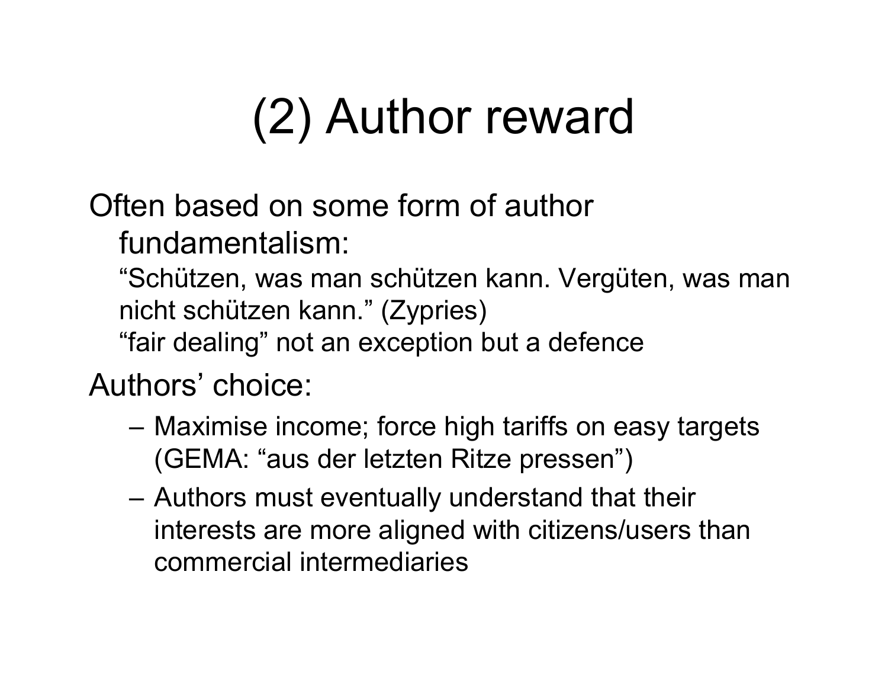# (2) Author reward

Often based on some form of author fundamentalism:

"Schützen, was man schützen kann. Vergüten, was man nicht schützen kann." (Zypries)

"fair dealing" not an exception but a defence

Authors' choice:

- Maximise income; force high tariffs on easy targets (GEMA: "aus der letzten Ritze pressen")
- Authors must eventually understand that their interests are more aligned with citizens/users than commercial intermediaries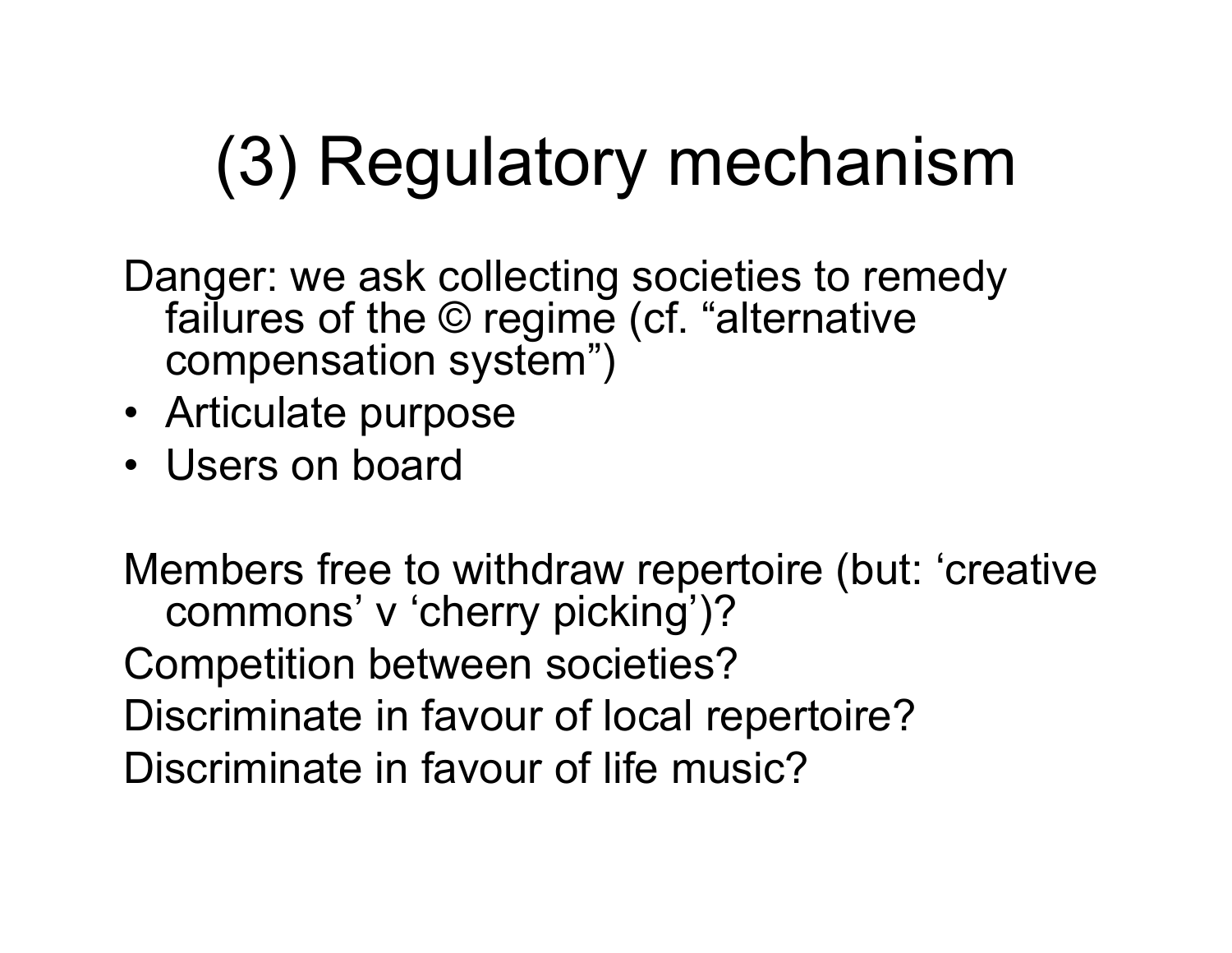# (3) Regulatory mechanism

Danger: we ask collecting societies to remedy failures of the © regime (cf. "alternative compensation system")

- Articulate purpose
- Users on board

Members free to withdraw repertoire (but: 'creative commons' v 'cherry picking')?

Competition between societies?

Discriminate in favour of local repertoire?

Discriminate in favour of life music?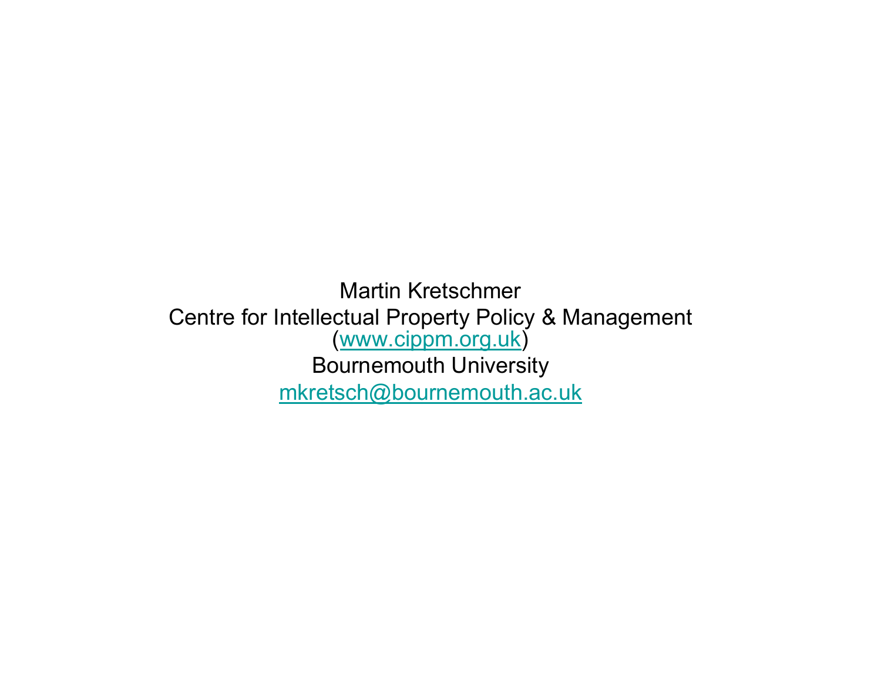Martin Kretschmer

Centre for Intellectual Property Policy & Management

(www.cippm.org.uk)

Bournemouth University

mkretsch@bournemouth.ac.uk